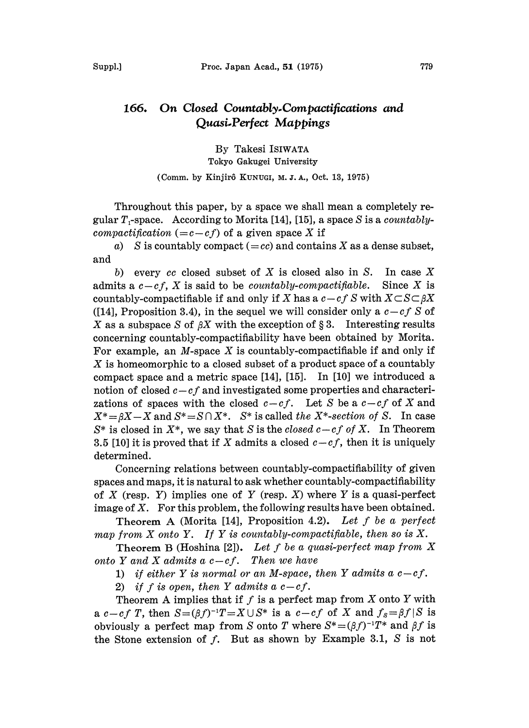# 166. On Closed Countably-Compactifications and Quasi-Perfect Mappings

By Takesi ISIWATA

Tokyo Gakugei University

(Comm. by Kinjirô KUNUGI, M. J. A., Oct. 13, 1975)

Throughout this paper, by a space we shall mean a completely regular $T_1$-space. According to Morita [14], [15], a space $S$ is a *countably-compactification* ($=c-cf$) of a given space $X$ if

a) $S$ is countably compact ($=cc$) and contains $X$ as a dense subset, and

b) every $cc$ closed subset of $X$ is closed also in $S$. In case $X$ admits a $c-cf$, $X$ is said to be *countably-compactifiable*. Since $X$ is countably-compactifiable if and only if $X$ has a $c-cf$ $S$ with $X \subset S \subset \beta X$ ([14], Proposition 3.4), in the sequel we will consider only a $c-cf$ $S$ of $X$ as a subspace $S$ of $\beta X$ with the exception of § 3. Interesting results concerning countably-compactifiability have been obtained by Morita. For example, an $M$-space $X$ is countably-compactifiable if and only if $X$ is homeomorphic to a closed subset of a product space of a countably compact space and a metric space [14], [15]. In [10] we introduced a notion of closed $c-cf$ and investigated some properties and characterizations of spaces with the closed $c-cf$. Let $S$ be a $c-cf$ of $X$ and $X^* = \beta X - X$ and $S^* = S \cap X^*$. $S^*$ is called *the $X^*$-section of $S$*. In case $S^*$ is closed in $X^*$, we say that $S$ is the *closed $c-cf$ of $X$*. In Theorem 3.5 [10] it is proved that if $X$ admits a closed $c-cf$, then it is uniquely determined.

Concerning relations between countably-compactifiability of given spaces and maps, it is natural to ask whether countably-compactifiability of $X$ (resp. $Y$) implies one of $Y$ (resp. $X$) where $Y$ is a quasi-perfect image of $X$. For this problem, the following results have been obtained.

**Theorem A** (Morita [14], Proposition 4.2). *Let $f$ be a perfect map from $X$ onto $Y$. If $Y$ is countably-compactifiable, then so is $X$.*

**Theorem B** (Hoshina [2]). *Let $f$ be a quasi-perfect map from $X$ onto $Y$ and $X$ admits a $c-cf$. Then we have*

1) *if either $Y$ is normal or an $M$-space, then $Y$ admits a $c-cf$.*

2) *if $f$ is open, then $Y$ admits a $c-cf$.*

Theorem A implies that if $f$ is a perfect map from $X$ onto $Y$ with a $c-cf$ $T$, then $S = (\beta f)^{-1}T = X \cup S^*$ is a $c-cf$ of $X$ and $f_S = \beta f | S$ is obviously a perfect map from $S$ onto $T$ where $S^* = (\beta f)^{-1}T^*$ and $\beta f$ is the Stone extension of $f$. But as shown by Example 3.1, $S$ is not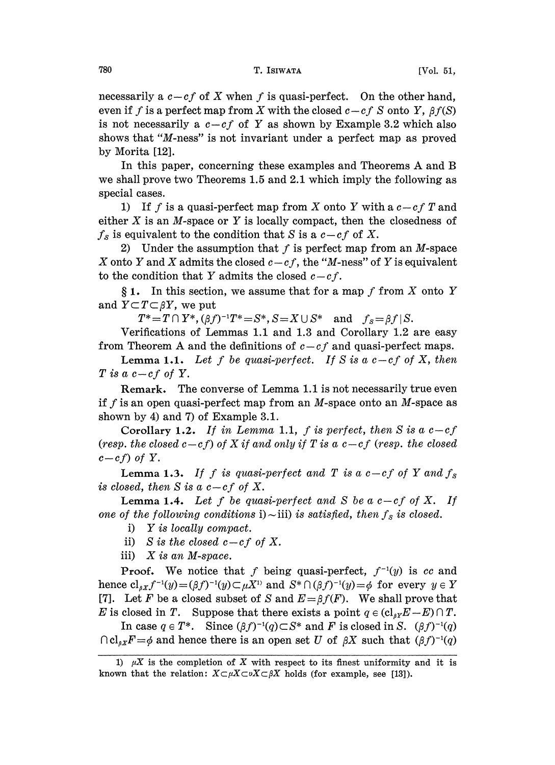necessarily a $c-cf$ of $X$ when $f$ is quasi-perfect. On the other hand, even if $f$ is a perfect map from $X$ with the closed $c-cf$ $S$ onto $Y$, $\beta f(S)$ is not necessarily a $c-cf$ of $Y$ as shown by Example 3.2 which also shows that "$M$-ness" is not invariant under a perfect map as proved by Morita [12].

In this paper, concerning these examples and Theorems A and B we shall prove two Theorems 1.5 and 2.1 which imply the following as special cases.

1) If $f$ is a quasi-perfect map from $X$ onto $Y$ with a $c-cf$ $T$ and either $X$ is an $M$-space or $Y$ is locally compact, then the closedness of $f_S$ is equivalent to the condition that $S$ is a $c-cf$ of $X$.

2) Under the assumption that $f$ is perfect map from an $M$-space $X$ onto $Y$ and $X$ admits the closed $c-cf$, the "$M$-ness" of $Y$ is equivalent to the condition that $Y$ admits the closed $c-cf$.

**§ 1.** In this section, we assume that for a map $f$ from $X$ onto $Y$ and $Y \subset T \subset \beta Y$, we put

$$T^* = T \cap Y^*, (\beta f)^{-1} T^* = S^*, S = X \cup S^* \quad \text{and} \quad f_S = \beta f | S.$$

Verifications of Lemmas 1.1 and 1.3 and Corollary 1.2 are easy from Theorem A and the definitions of $c-cf$ and quasi-perfect maps.

**Lemma 1.1.** *Let $f$ be quasi-perfect. If $S$ is a $c-cf$ of $X$, then $T$ is a $c-cf$ of $Y$.*

**Remark.** The converse of Lemma 1.1 is not necessarily true even if $f$ is an open quasi-perfect map from an $M$-space onto an $M$-space as shown by 4) and 7) of Example 3.1.

**Corollary 1.2.** *If in Lemma 1.1, $f$ is perfect, then $S$ is a $c-cf$ (resp. the closed $c-cf$) of $X$ if and only if $T$ is a $c-cf$ (resp. the closed $c-cf$) of $Y$.*

**Lemma 1.3.** *If $f$ is quasi-perfect and $T$ is a $c-cf$ of $Y$ and $f_S$ is closed, then $S$ is a $c-cf$ of $X$.*

**Lemma 1.4.** *Let $f$ be quasi-perfect and $S$ be a $c-cf$ of $X$. If one of the following conditions* i) ~ iii) *is satisfied, then $f_S$ is closed.*

i) *$Y$ is locally compact.*

ii) *$S$ is the closed $c-cf$ of $X$.*

iii) *$X$ is an $M$-space.*

**Proof.** We notice that $f$ being quasi-perfect, $f^{-1}(y)$ is $cc$ and hence $\mathrm{cl}_{\beta X} f^{-1}(y) = (\beta f)^{-1}(y) \subset \mu X$[1] and $S^* \cap (\beta f)^{-1}(y) = \phi$ for every $y \in Y$ [7]. Let $F$ be a closed subset of $S$ and $E = \beta f(F)$. We shall prove that $E$ is closed in $T$. Suppose that there exists a point $q \in (\mathrm{cl}_{\beta Y} E - E) \cap T$.

In case $q \in T^*$. Since $(\beta f)^{-1}(q) \subset S^*$ and $F$ is closed in $S$. $(\beta f)^{-1}(q) \cap \mathrm{cl}_{\beta X} F = \phi$ and hence there is an open set $U$ of $\beta X$ such that $(\beta f)^{-1}(q)$

---

1) $\mu X$ is the completion of $X$ with respect to its finest uniformity and it is known that the relation: $X \subset \mu X \subset \upsilon X \subset \beta X$ holds (for example, see [13]).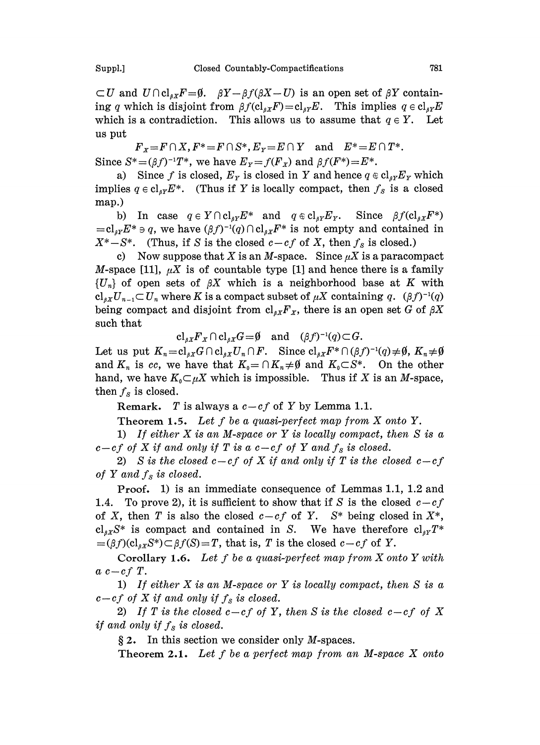$\subset U$ and $U \cap \mathrm{cl}_{\beta X} F = \emptyset$. $\beta Y - \beta f(\beta X - U)$ is an open set of $\beta Y$ containing $q$ which is disjoint from $\beta f(\mathrm{cl}_{\beta X} F) = \mathrm{cl}_{\beta Y} E$. This implies $q \in \mathrm{cl}_{\beta Y} E$ which is a contradiction. This allows us to assume that $q \in Y$. Let us put

$$F_X = F \cap X, F^* = F \cap S^*, E_Y = E \cap Y \quad \text{and} \quad E^* = E \cap T^*.$$

Since $S^* = (\beta f)^{-1} T^*$, we have $E_Y = f(F_X)$ and $\beta f(F^*) = E^*$.

a) Since $f$ is closed, $E_Y$ is closed in $Y$ and hence $q \notin \mathrm{cl}_{\beta Y} E_Y$ which implies $q \in \mathrm{cl}_{\beta Y} E^*$. (Thus if $Y$ is locally compact, then $f_S$ is a closed map.)

b) In case $q \in Y \cap \mathrm{cl}_{\beta Y} E^*$ and $q \notin \mathrm{cl}_{\beta Y} E_Y$. Since $\beta f(\mathrm{cl}_{\beta X} F^*) = \mathrm{cl}_{\beta Y} E^* \ni q$, we have $(\beta f)^{-1}(q) \cap \mathrm{cl}_{\beta X} F^*$ is not empty and contained in $X^* - S^*$. (Thus, if $S$ is the closed $c-cf$ of $X$, then $f_S$ is closed.)

c) Now suppose that $X$ is an $M$-space. Since $\mu X$ is a paracompact $M$-space [11], $\mu X$ is of countable type [1] and hence there is a family $\{U_n\}$ of open sets of $\beta X$ which is a neighborhood base at $K$ with $\mathrm{cl}_{\beta X} U_{n-1} \subset U_n$ where $K$ is a compact subset of $\mu X$ containing $q$. $(\beta f)^{-1}(q)$ being compact and disjoint from $\mathrm{cl}_{\beta X} F_X$, there is an open set $G$ of $\beta X$ such that

$$\mathrm{cl}_{\beta X} F_X \cap \mathrm{cl}_{\beta X} G = \emptyset \quad \text{and} \quad (\beta f)^{-1}(q) \subset G.$$

Let us put $K_n = \mathrm{cl}_{\beta X} G \cap \mathrm{cl}_{\beta X} U_n \cap F$. Since $\mathrm{cl}_{\beta X} F^* \cap (\beta f)^{-1}(q) \neq \emptyset$, $K_n \neq \emptyset$ and $K_n$ is $cc$, we have that $K_0 = \cap K_n \neq \emptyset$ and $K_0 \subset S^*$. On the other hand, we have $K_0 \subset \mu X$ which is impossible. Thus if $X$ is an $M$-space, then $f_S$ is closed.

**Remark.** $T$ is always a $c-cf$ of $Y$ by Lemma 1.1.

**Theorem 1.5.** *Let $f$ be a quasi-perfect map from $X$ onto $Y$.*

*1) If either $X$ is an $M$-space or $Y$ is locally compact, then $S$ is a $c-cf$ of $X$ if and only if $T$ is a $c-cf$ of $Y$ and $f_S$ is closed.*

*2) $S$ is the closed $c-cf$ of $X$ if and only if $T$ is the closed $c-cf$ of $Y$ and $f_S$ is closed.*

**Proof.** 1) is an immediate consequence of Lemmas 1.1, 1.2 and 1.4. To prove 2), it is sufficient to show that if $S$ is the closed $c-cf$ of $X$, then $T$ is also the closed $c-cf$ of $Y$. $S^*$ being closed in $X^*$, $\mathrm{cl}_{\beta X} S^*$ is compact and contained in $S$. We have therefore $\mathrm{cl}_{\beta Y} T^* = (\beta f)(\mathrm{cl}_{\beta X} S^*) \subset \beta f(S) = T$, that is, $T$ is the closed $c-cf$ of $Y$.

**Corollary 1.6.** *Let $f$ be a quasi-perfect map from $X$ onto $Y$ with a $c-cf$ $T$.*

*1) If either $X$ is an $M$-space or $Y$ is locally compact, then $S$ is a $c-cf$ of $X$ if and only if $f_S$ is closed.*

*2) If $T$ is the closed $c-cf$ of $Y$, then $S$ is the closed $c-cf$ of $X$ if and only if $f_S$ is closed.*

**§ 2.** In this section we consider only $M$-spaces.

**Theorem 2.1.** *Let $f$ be a perfect map from an $M$-space $X$ onto*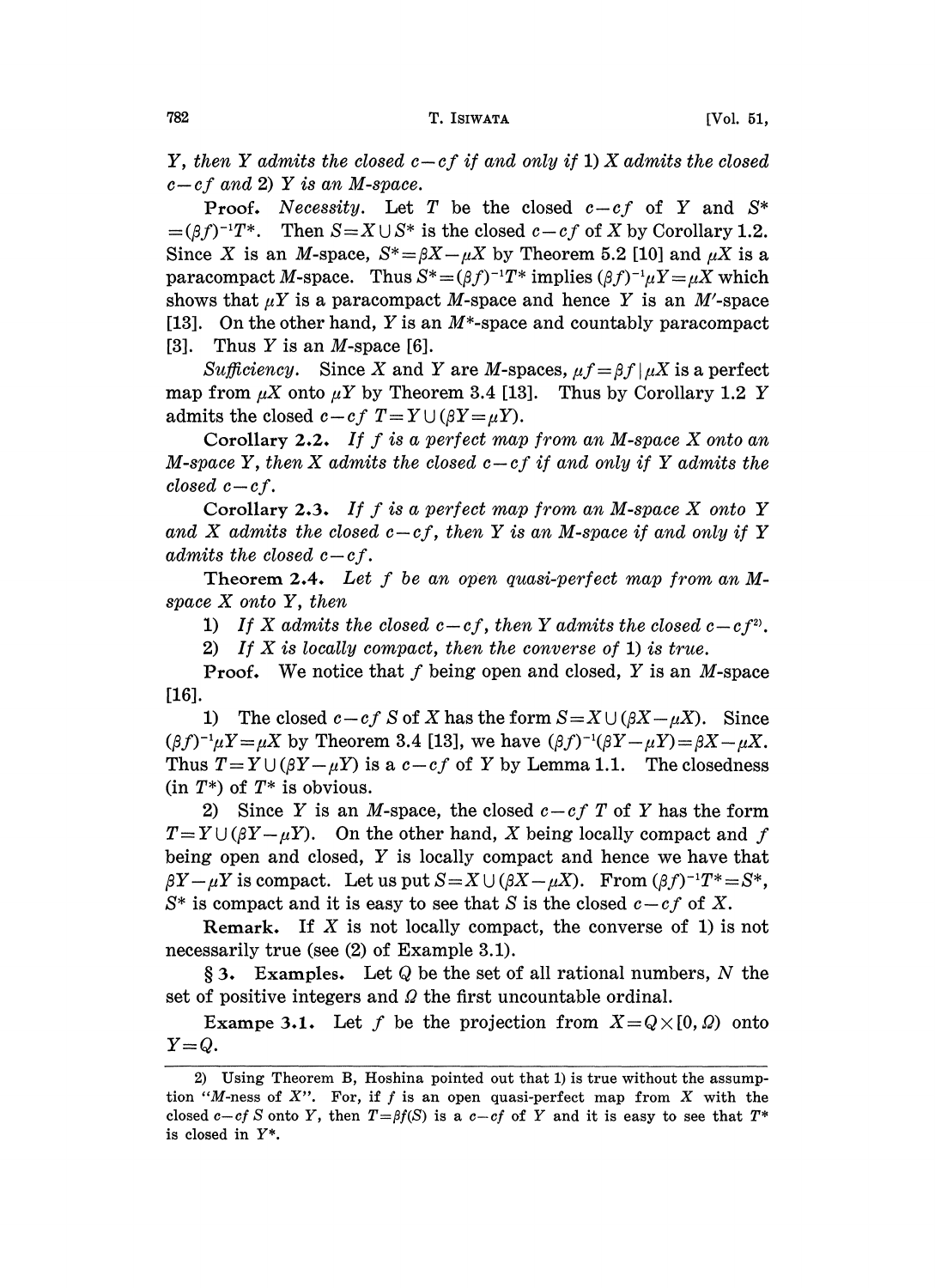*Y, then Y admits the closed $c-cf$ if and only if* 1) *X admits the closed $c-cf$ and* 2) *Y is an M-space.*

**Proof.** *Necessity.* Let $T$ be the closed $c-cf$ of $Y$ and $S^* = (\beta f)^{-1}T^*$. Then $S = X \cup S^*$ is the closed $c-cf$ of $X$ by Corollary 1.2. Since $X$ is an $M$-space, $S^* = \beta X - \mu X$ by Theorem 5.2 [10] and $\mu X$ is a paracompact $M$-space. Thus $S^* = (\beta f)^{-1}T^*$ implies $(\beta f)^{-1}\mu Y = \mu X$ which shows that $\mu Y$ is a paracompact $M$-space and hence $Y$ is an $M'$-space [13]. On the other hand, $Y$ is an $M^*$-space and countably paracompact [3]. Thus $Y$ is an $M$-space [6].

*Sufficiency.* Since $X$ and $Y$ are $M$-spaces, $\mu f = \beta f \mid \mu X$ is a perfect map from $\mu X$ onto $\mu Y$ by Theorem 3.4 [13]. Thus by Corollary 1.2 $Y$ admits the closed $c-cf$ $T = Y \cup (\beta Y = \mu Y)$.

**Corollary 2.2.** *If f is a perfect map from an M-space X onto an M-space Y, then X admits the closed $c-cf$ if and only if Y admits the closed $c-cf$.*

**Corollary 2.3.** *If f is a perfect map from an M-space X onto Y and X admits the closed $c-cf$, then Y is an M-space if and only if Y admits the closed $c-cf$.*

**Theorem 2.4.** *Let f be an open quasi-perfect map from an M-space X onto Y, then*

1) *If X admits the closed $c-cf$, then Y admits the closed $c-cf$*[2].

2) *If X is locally compact, then the converse of* 1) *is true.*

**Proof.** We notice that $f$ being open and closed, $Y$ is an $M$-space [16].

1) The closed $c-cf$ $S$ of $X$ has the form $S = X \cup (\beta X - \mu X)$. Since $(\beta f)^{-1}\mu Y = \mu X$ by Theorem 3.4 [13], we have $(\beta f)^{-1}(\beta Y - \mu Y) = \beta X - \mu X$. Thus $T = Y \cup (\beta Y - \mu Y)$ is a $c-cf$ of $Y$ by Lemma 1.1. The closedness (in $T^*$) of $T^*$ is obvious.

2) Since $Y$ is an $M$-space, the closed $c-cf$ $T$ of $Y$ has the form $T = Y \cup (\beta Y - \mu Y)$. On the other hand, $X$ being locally compact and $f$ being open and closed, $Y$ is locally compact and hence we have that $\beta Y - \mu Y$ is compact. Let us put $S = X \cup (\beta X - \mu X)$. From $(\beta f)^{-1}T^* = S^*$, $S^*$ is compact and it is easy to see that $S$ is the closed $c-cf$ of $X$.

**Remark.** If $X$ is not locally compact, the converse of 1) is not necessarily true (see (2) of Example 3.1).

## § 3. Examples.

Let $Q$ be the set of all rational numbers, $N$ the set of positive integers and $\Omega$ the first uncountable ordinal.

**Exampe 3.1.** Let $f$ be the projection from $X = Q \times [0, \Omega)$ onto $Y = Q$.

---

2) Using Theorem B, Hoshina pointed out that 1) is true without the assumption "$M$-ness of $X$". For, if $f$ is an open quasi-perfect map from $X$ with the closed $c-cf$ $S$ onto $Y$, then $T = \beta f(S)$ is a $c-cf$ of $Y$ and it is easy to see that $T^*$ is closed in $Y^*$.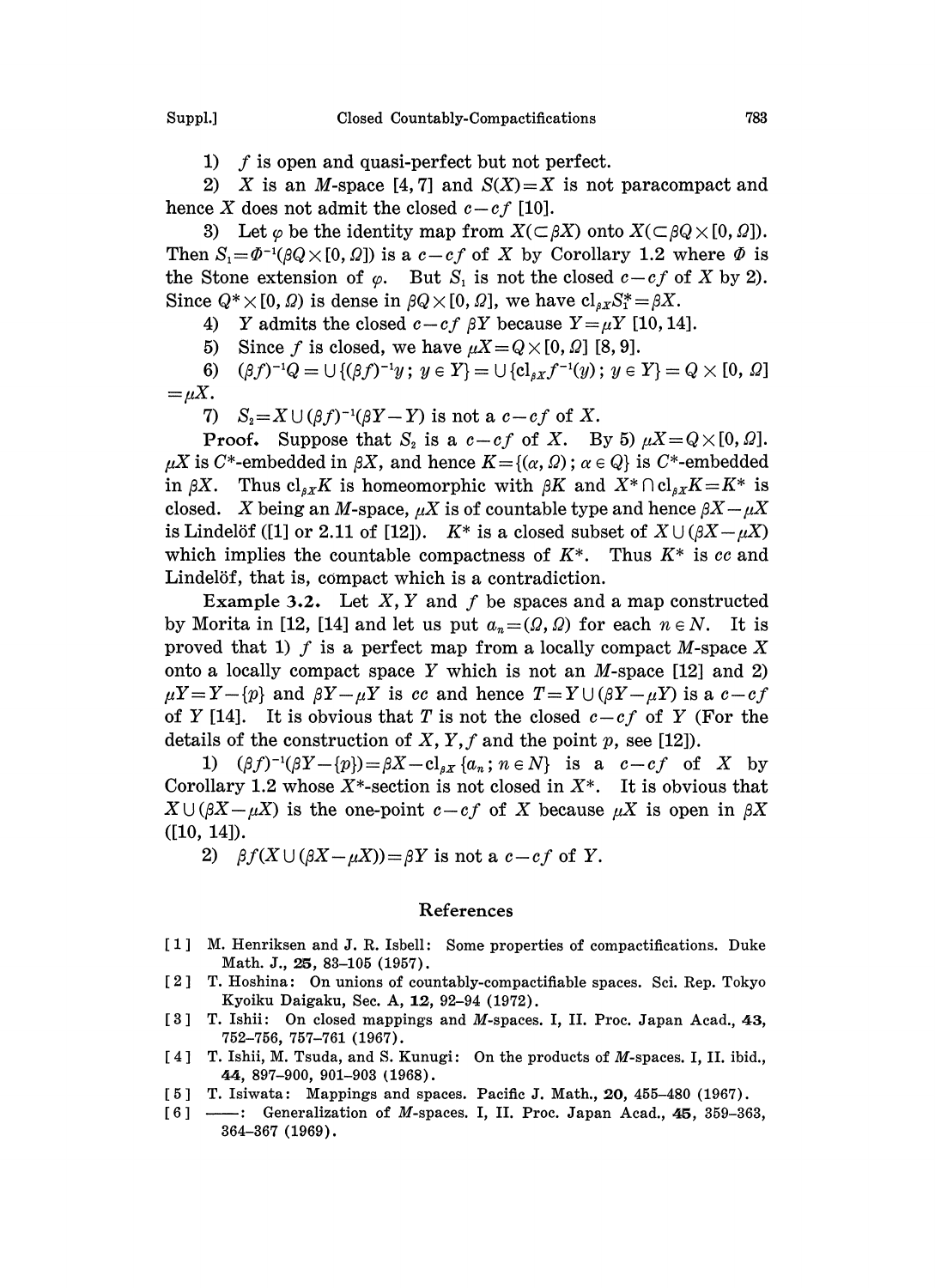1) $f$ is open and quasi-perfect but not perfect.

2) $X$ is an $M$-space [4, 7] and $S(X)=X$ is not paracompact and hence $X$ does not admit the closed $c-cf$ [10].

3) Let $\varphi$ be the identity map from $X(\subset \beta X)$ onto $X(\subset \beta Q\times[0,\Omega])$. Then $S_1=\Phi^{-1}(\beta Q\times[0,\Omega])$ is a $c-cf$ of $X$ by Corollary 1.2 where $\Phi$ is the Stone extension of $\varphi$. But $S_1$ is not the closed $c-cf$ of $X$ by 2). Since $Q^*\times[0,\Omega)$ is dense in $\beta Q\times[0,\Omega]$, we have $\mathrm{cl}_{\beta X}S_1^*=\beta X$.

4) $Y$ admits the closed $c-cf$ $\beta Y$ because $Y=\mu Y$ [10, 14].

5) Since $f$ is closed, we have $\mu X=Q\times[0,\Omega]$ [8, 9].

6) $(\beta f)^{-1}Q=\cup\{(\beta f)^{-1}y\,;\,y\in Y\}=\cup\{\mathrm{cl}_{\beta X}f^{-1}(y)\,;\,y\in Y\}=Q\times[0,\Omega]$ $=\mu X$.

7) $S_2=X\cup(\beta f)^{-1}(\beta Y-Y)$ is not a $c-cf$ of $X$.

**Proof.** Suppose that $S_2$ is a $c-cf$ of $X$. By 5) $\mu X=Q\times[0,\Omega]$. $\mu X$ is $C^*$-embedded in $\beta X$, and hence $K=\{(\alpha,\Omega)\,;\,\alpha\in Q\}$ is $C^*$-embedded in $\beta X$. Thus $\mathrm{cl}_{\beta X}K$ is homeomorphic with $\beta K$ and $X^*\cap\mathrm{cl}_{\beta X}K=K^*$ is closed. $X$ being an $M$-space, $\mu X$ is of countable type and hence $\beta X-\mu X$ is Lindelöf ([1] or 2.11 of [12]). $K^*$ is a closed subset of $X\cup(\beta X-\mu X)$ which implies the countable compactness of $K^*$. Thus $K^*$ is $cc$ and Lindelöf, that is, compact which is a contradiction.

**Example 3.2.** Let $X, Y$ and $f$ be spaces and a map constructed by Morita in [12, [14] and let us put $a_n=(\Omega,\Omega)$ for each $n\in N$. It is proved that 1) $f$ is a perfect map from a locally compact $M$-space $X$ onto a locally compact space $Y$ which is not an $M$-space [12] and 2) $\mu Y=Y-\{p\}$ and $\beta Y-\mu Y$ is $cc$ and hence $T=Y\cup(\beta Y-\mu Y)$ is a $c-cf$ of $Y$ [14]. It is obvious that $T$ is not the closed $c-cf$ of $Y$ (For the details of the construction of $X, Y, f$ and the point $p$, see [12]).

1) $(\beta f)^{-1}(\beta Y-\{p\})=\beta X-\mathrm{cl}_{\beta X}\{a_n\,;\,n\in N\}$ is a $c-cf$ of $X$ by Corollary 1.2 whose $X^*$-section is not closed in $X^*$. It is obvious that $X\cup(\beta X-\mu X)$ is the one-point $c-cf$ of $X$ because $\mu X$ is open in $\beta X$ ([10, 14]).

2) $\beta f(X\cup(\beta X-\mu X))=\beta Y$ is not a $c-cf$ of $Y$.

## References

[1] M. Henriksen and J. R. Isbell: Some properties of compactifications. Duke Math. J., **25**, 83–105 (1957).

[2] T. Hoshina: On unions of countably-compactifiable spaces. Sci. Rep. Tokyo Kyoiku Daigaku, Sec. A, **12**, 92–94 (1972).

[3] T. Ishii: On closed mappings and $M$-spaces. I, II. Proc. Japan Acad., **43**, 752–756, 757–761 (1967).

[4] T. Ishii, M. Tsuda, and S. Kunugi: On the products of $M$-spaces. I, II. ibid., **44**, 897–900, 901–903 (1968).

[5] T. Isiwata: Mappings and spaces. Pacific J. Math., **20**, 455–480 (1967).

[6] ——: Generalization of $M$-spaces. I, II. Proc. Japan Acad., **45**, 359–363, 364–367 (1969).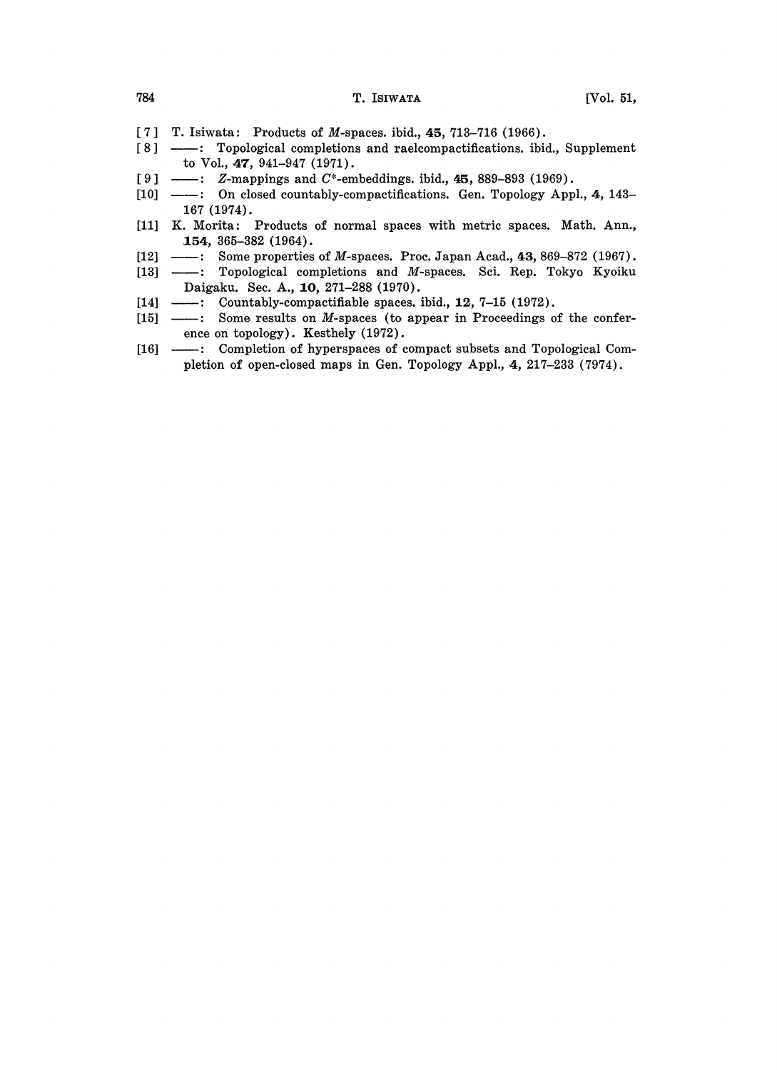[7] T. Isiwata: Products of $M$-spaces. ibid., **45**, 713–716 (1966).

[8] ——: Topological completions and raelcompactifications. ibid., Supplement to Vol., **47**, 941–947 (1971).

[9] ——: $Z$-mappings and $C^*$-embeddings. ibid., **45**, 889–893 (1969).

[10] ——: On closed countably-compactifications. Gen. Topology Appl., **4**, 143–167 (1974).

[11] K. Morita: Products of normal spaces with metric spaces. Math. Ann., **154**, 365–382 (1964).

[12] ——: Some properties of $M$-spaces. Proc. Japan Acad., **43**, 869–872 (1967).

[13] ——: Topological completions and $M$-spaces. Sci. Rep. Tokyo Kyoiku Daigaku. Sec. A., **10**, 271–288 (1970).

[14] ——: Countably-compactifiable spaces. ibid., **12**, 7–15 (1972).

[15] ——: Some results on $M$-spaces (to appear in Proceedings of the conference on topology). Kesthely (1972).

[16] ——: Completion of hyperspaces of compact subsets and Topological Completion of open-closed maps in Gen. Topology Appl., **4**, 217–233 (7974).